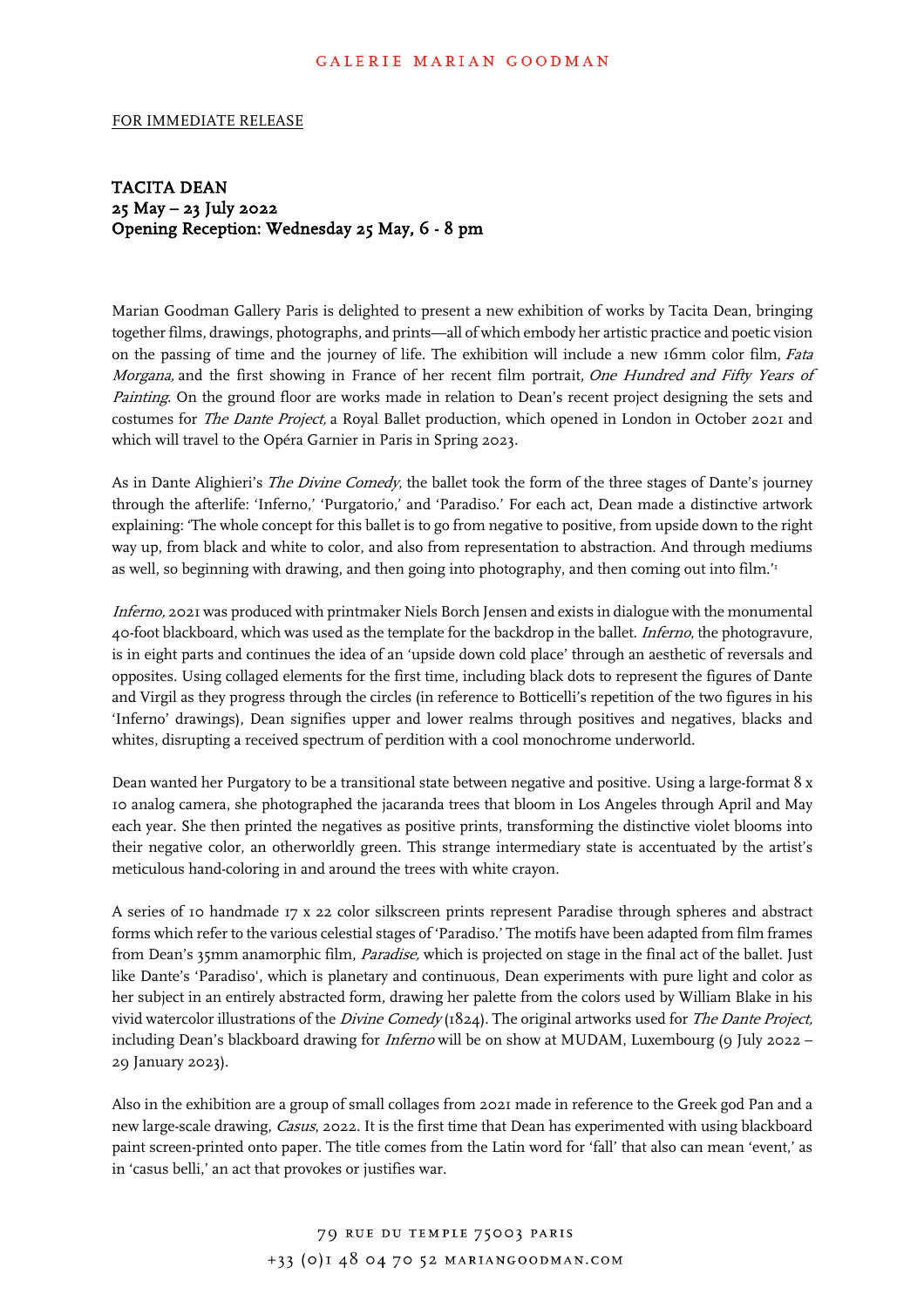GALERIE MARIAN GOODMAN

FOR IMMEDIATE RELEASE

**TACITA DEAN**
**25 May – 23 July 2022**
**Opening Reception: Wednesday 25 May, 6 - 8 pm**

Marian Goodman Gallery Paris is delighted to present a new exhibition of works by Tacita Dean, bringing together films, drawings, photographs, and prints—all of which embody her artistic practice and poetic vision on the passing of time and the journey of life. The exhibition will include a new 16mm color film, *Fata Morgana,* and the first showing in France of her recent film portrait, *One Hundred and Fifty Years of Painting*. On the ground floor are works made in relation to Dean's recent project designing the sets and costumes for *The Dante Project,* a Royal Ballet production, which opened in London in October 2021 and which will travel to the Opéra Garnier in Paris in Spring 2023.

As in Dante Alighieri's *The Divine Comedy*, the ballet took the form of the three stages of Dante's journey through the afterlife: 'Inferno,' 'Purgatorio,' and 'Paradiso.' For each act, Dean made a distinctive artwork explaining: 'The whole concept for this ballet is to go from negative to positive, from upside down to the right way up, from black and white to color, and also from representation to abstraction. And through mediums as well, so beginning with drawing, and then going into photography, and then coming out into film.'[1]

*Inferno,* 2021 was produced with printmaker Niels Borch Jensen and exists in dialogue with the monumental 40-foot blackboard, which was used as the template for the backdrop in the ballet. *Inferno*, the photogravure, is in eight parts and continues the idea of an 'upside down cold place' through an aesthetic of reversals and opposites. Using collaged elements for the first time, including black dots to represent the figures of Dante and Virgil as they progress through the circles (in reference to Botticelli's repetition of the two figures in his 'Inferno' drawings), Dean signifies upper and lower realms through positives and negatives, blacks and whites, disrupting a received spectrum of perdition with a cool monochrome underworld.

Dean wanted her Purgatory to be a transitional state between negative and positive. Using a large-format 8 x 10 analog camera, she photographed the jacaranda trees that bloom in Los Angeles through April and May each year. She then printed the negatives as positive prints, transforming the distinctive violet blooms into their negative color, an otherworldly green. This strange intermediary state is accentuated by the artist's meticulous hand-coloring in and around the trees with white crayon.

A series of 10 handmade 17 x 22 color silkscreen prints represent Paradise through spheres and abstract forms which refer to the various celestial stages of 'Paradiso.' The motifs have been adapted from film frames from Dean's 35mm anamorphic film, *Paradise,* which is projected on stage in the final act of the ballet. Just like Dante's 'Paradiso', which is planetary and continuous, Dean experiments with pure light and color as her subject in an entirely abstracted form, drawing her palette from the colors used by William Blake in his vivid watercolor illustrations of the *Divine Comedy* (1824). The original artworks used for *The Dante Project,* including Dean's blackboard drawing for *Inferno* will be on show at MUDAM, Luxembourg (9 July 2022 – 29 January 2023).

Also in the exhibition are a group of small collages from 2021 made in reference to the Greek god Pan and a new large-scale drawing, *Casus*, 2022. It is the first time that Dean has experimented with using blackboard paint screen-printed onto paper. The title comes from the Latin word for 'fall' that also can mean 'event,' as in 'casus belli,' an act that provokes or justifies war.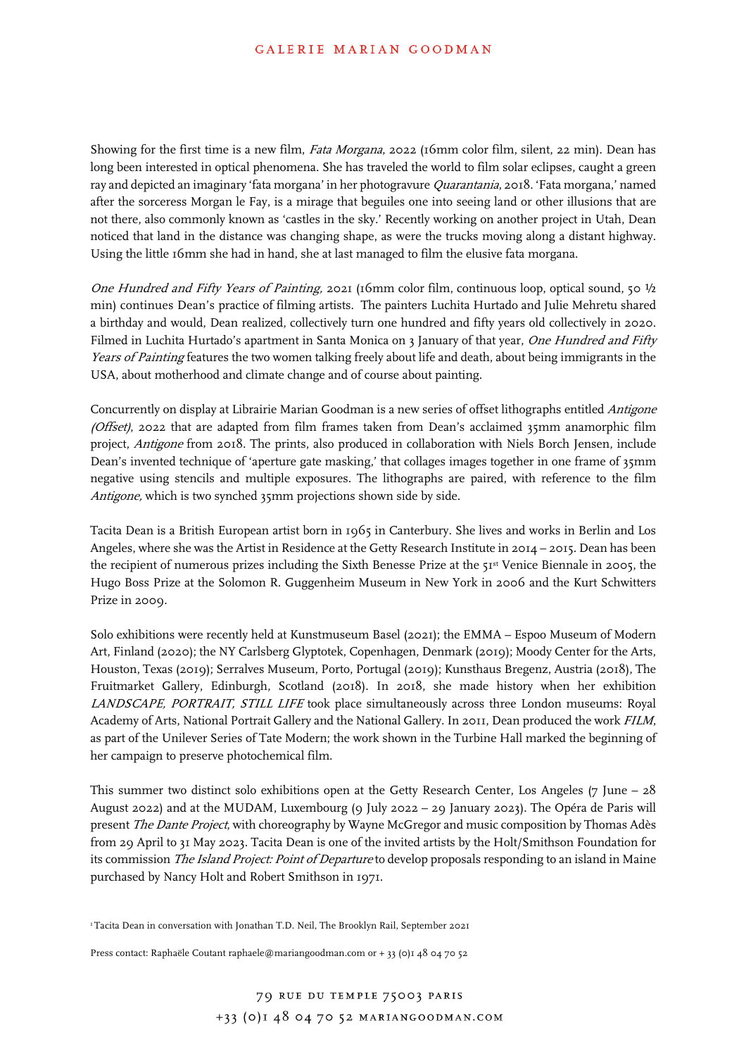Showing for the first time is a new film, *Fata Morgana*, 2022 (16mm color film, silent, 22 min). Dean has long been interested in optical phenomena. She has traveled the world to film solar eclipses, caught a green ray and depicted an imaginary 'fata morgana' in her photogravure *Quarantania*, 2018. 'Fata morgana,' named after the sorceress Morgan le Fay, is a mirage that beguiles one into seeing land or other illusions that are not there, also commonly known as 'castles in the sky.' Recently working on another project in Utah, Dean noticed that land in the distance was changing shape, as were the trucks moving along a distant highway. Using the little 16mm she had in hand, she at last managed to film the elusive fata morgana.

*One Hundred and Fifty Years of Painting*, 2021 (16mm color film, continuous loop, optical sound, 50 ½ min) continues Dean's practice of filming artists. The painters Luchita Hurtado and Julie Mehretu shared a birthday and would, Dean realized, collectively turn one hundred and fifty years old collectively in 2020. Filmed in Luchita Hurtado's apartment in Santa Monica on 3 January of that year, *One Hundred and Fifty Years of Painting* features the two women talking freely about life and death, about being immigrants in the USA, about motherhood and climate change and of course about painting.

Concurrently on display at Librairie Marian Goodman is a new series of offset lithographs entitled *Antigone (Offset)*, 2022 that are adapted from film frames taken from Dean's acclaimed 35mm anamorphic film project, *Antigone* from 2018. The prints, also produced in collaboration with Niels Borch Jensen, include Dean's invented technique of 'aperture gate masking,' that collages images together in one frame of 35mm negative using stencils and multiple exposures. The lithographs are paired, with reference to the film *Antigone,* which is two synched 35mm projections shown side by side.

Tacita Dean is a British European artist born in 1965 in Canterbury. She lives and works in Berlin and Los Angeles, where she was the Artist in Residence at the Getty Research Institute in 2014 – 2015. Dean has been the recipient of numerous prizes including the Sixth Benesse Prize at the 51st Venice Biennale in 2005, the Hugo Boss Prize at the Solomon R. Guggenheim Museum in New York in 2006 and the Kurt Schwitters Prize in 2009.

Solo exhibitions were recently held at Kunstmuseum Basel (2021); the EMMA – Espoo Museum of Modern Art, Finland (2020); the NY Carlsberg Glyptotek, Copenhagen, Denmark (2019); Moody Center for the Arts, Houston, Texas (2019); Serralves Museum, Porto, Portugal (2019); Kunsthaus Bregenz, Austria (2018), The Fruitmarket Gallery, Edinburgh, Scotland (2018). In 2018, she made history when her exhibition *LANDSCAPE, PORTRAIT, STILL LIFE* took place simultaneously across three London museums: Royal Academy of Arts, National Portrait Gallery and the National Gallery. In 2011, Dean produced the work *FILM*, as part of the Unilever Series of Tate Modern; the work shown in the Turbine Hall marked the beginning of her campaign to preserve photochemical film.

This summer two distinct solo exhibitions open at the Getty Research Center, Los Angeles (7 June – 28 August 2022) and at the MUDAM, Luxembourg (9 July 2022 – 29 January 2023). The Opéra de Paris will present *The Dante Project*, with choreography by Wayne McGregor and music composition by Thomas Adès from 29 April to 31 May 2023. Tacita Dean is one of the invited artists by the Holt/Smithson Foundation for its commission *The Island Project: Point of Departure* to develop proposals responding to an island in Maine purchased by Nancy Holt and Robert Smithson in 1971.

[1] Tacita Dean in conversation with Jonathan T.D. Neil, The Brooklyn Rail, September 2021

Press contact: Raphaële Coutant raphaele@mariangoodman.com or + 33 (0)1 48 04 70 52

79 RUE DU TEMPLE 75003 PARIS
+33 (0)1 48 04 70 52 MARIANGOODMAN.COM